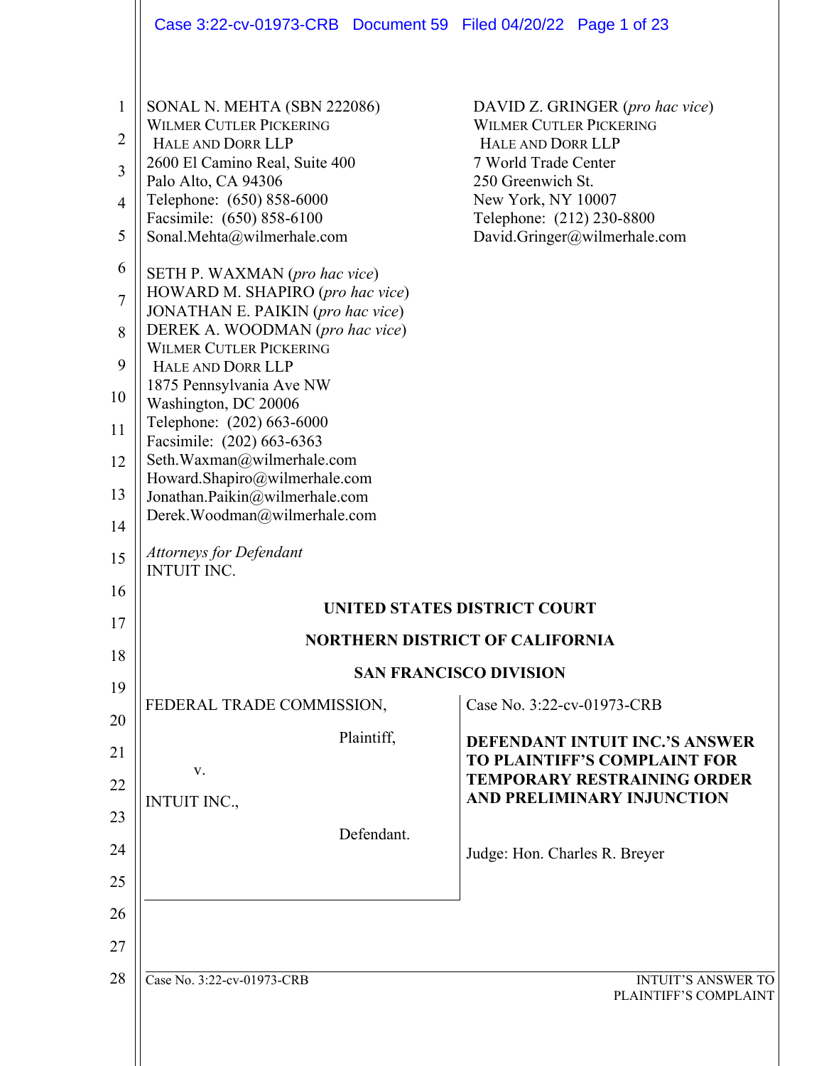SONAL N. MEHTA (SBN 222086)
WILMER CUTLER PICKERING
HALE AND DORR LLP
2600 El Camino Real, Suite 400
Palo Alto, CA 94306
Telephone: (650) 858-6000
Facsimile: (650) 858-6100
Sonal.Mehta@wilmerhale.com

DAVID Z. GRINGER (*pro hac vice*)
WILMER CUTLER PICKERING
HALE AND DORR LLP
7 World Trade Center
250 Greenwich St.
New York, NY 10007
Telephone: (212) 230-8800
David.Gringer@wilmerhale.com

SETH P. WAXMAN (*pro hac vice*)
HOWARD M. SHAPIRO (*pro hac vice*)
JONATHAN E. PAIKIN (*pro hac vice*)
DEREK A. WOODMAN (*pro hac vice*)
WILMER CUTLER PICKERING
HALE AND DORR LLP
1875 Pennsylvania Ave NW
Washington, DC 20006
Telephone: (202) 663-6000
Facsimile: (202) 663-6363
Seth.Waxman@wilmerhale.com
Howard.Shapiro@wilmerhale.com
Jonathan.Paikin@wilmerhale.com
Derek.Woodman@wilmerhale.com

*Attorneys for Defendant*
INTUIT INC.

**UNITED STATES DISTRICT COURT**

**NORTHERN DISTRICT OF CALIFORNIA**

**SAN FRANCISCO DIVISION**

FEDERAL TRADE COMMISSION,

Plaintiff,

v.

INTUIT INC.,

Defendant.

Case No. 3:22-cv-01973-CRB

**DEFENDANT INTUIT INC.'S ANSWER TO PLAINTIFF'S COMPLAINT FOR TEMPORARY RESTRAINING ORDER AND PRELIMINARY INJUNCTION**

Judge: Hon. Charles R. Breyer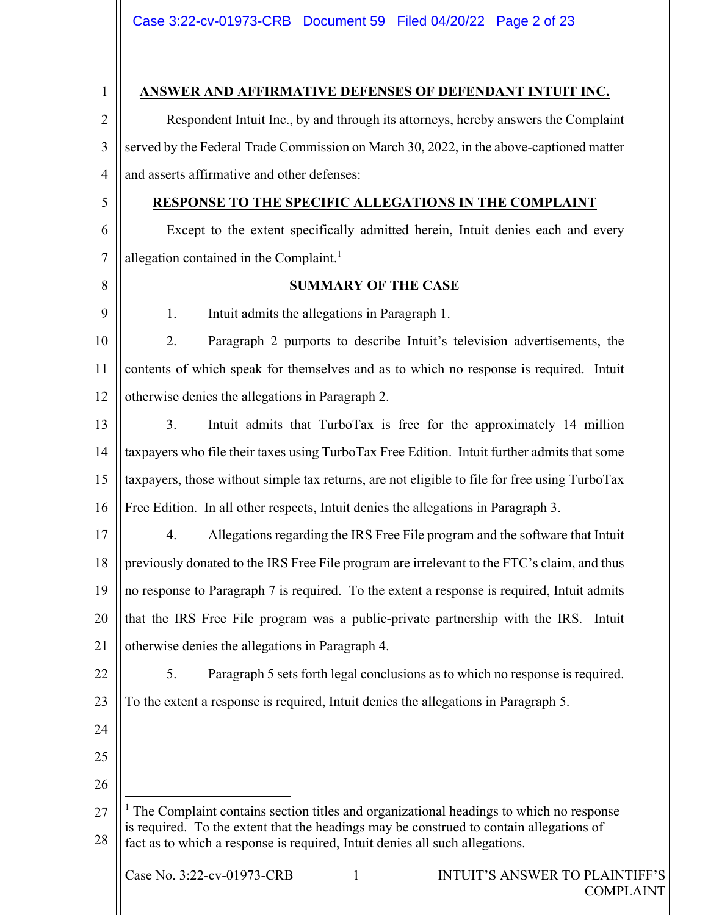# ANSWER AND AFFIRMATIVE DEFENSES OF DEFENDANT INTUIT INC.

Respondent Intuit Inc., by and through its attorneys, hereby answers the Complaint served by the Federal Trade Commission on March 30, 2022, in the above-captioned matter and asserts affirmative and other defenses:

## RESPONSE TO THE SPECIFIC ALLEGATIONS IN THE COMPLAINT

Except to the extent specifically admitted herein, Intuit denies each and every allegation contained in the Complaint.[1]

### SUMMARY OF THE CASE

1. Intuit admits the allegations in Paragraph 1.

2. Paragraph 2 purports to describe Intuit's television advertisements, the contents of which speak for themselves and as to which no response is required. Intuit otherwise denies the allegations in Paragraph 2.

3. Intuit admits that TurboTax is free for the approximately 14 million taxpayers who file their taxes using TurboTax Free Edition. Intuit further admits that some taxpayers, those without simple tax returns, are not eligible to file for free using TurboTax Free Edition. In all other respects, Intuit denies the allegations in Paragraph 3.

4. Allegations regarding the IRS Free File program and the software that Intuit previously donated to the IRS Free File program are irrelevant to the FTC's claim, and thus no response to Paragraph 7 is required. To the extent a response is required, Intuit admits that the IRS Free File program was a public-private partnership with the IRS. Intuit otherwise denies the allegations in Paragraph 4.

5. Paragraph 5 sets forth legal conclusions as to which no response is required. To the extent a response is required, Intuit denies the allegations in Paragraph 5.

---

[1] The Complaint contains section titles and organizational headings to which no response is required. To the extent that the headings may be construed to contain allegations of fact as to which a response is required, Intuit denies all such allegations.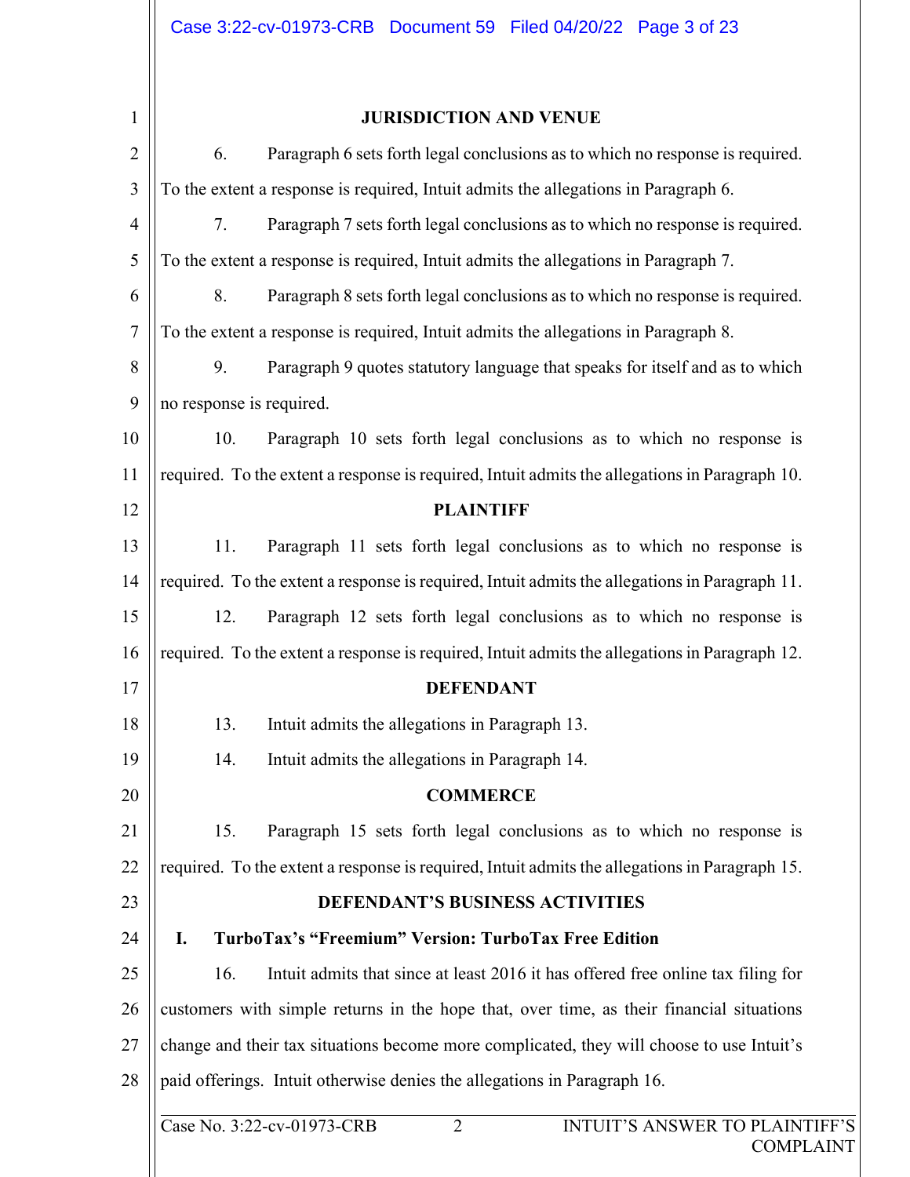## JURISDICTION AND VENUE

6. Paragraph 6 sets forth legal conclusions as to which no response is required. To the extent a response is required, Intuit admits the allegations in Paragraph 6.

7. Paragraph 7 sets forth legal conclusions as to which no response is required. To the extent a response is required, Intuit admits the allegations in Paragraph 7.

8. Paragraph 8 sets forth legal conclusions as to which no response is required. To the extent a response is required, Intuit admits the allegations in Paragraph 8.

9. Paragraph 9 quotes statutory language that speaks for itself and as to which no response is required.

10. Paragraph 10 sets forth legal conclusions as to which no response is required. To the extent a response is required, Intuit admits the allegations in Paragraph 10.

## PLAINTIFF

11. Paragraph 11 sets forth legal conclusions as to which no response is required. To the extent a response is required, Intuit admits the allegations in Paragraph 11.

12. Paragraph 12 sets forth legal conclusions as to which no response is required. To the extent a response is required, Intuit admits the allegations in Paragraph 12.

## DEFENDANT

13. Intuit admits the allegations in Paragraph 13.

14. Intuit admits the allegations in Paragraph 14.

## COMMERCE

15. Paragraph 15 sets forth legal conclusions as to which no response is required. To the extent a response is required, Intuit admits the allegations in Paragraph 15.

## DEFENDANT'S BUSINESS ACTIVITIES

### I. TurboTax's "Freemium" Version: TurboTax Free Edition

16. Intuit admits that since at least 2016 it has offered free online tax filing for customers with simple returns in the hope that, over time, as their financial situations change and their tax situations become more complicated, they will choose to use Intuit's paid offerings. Intuit otherwise denies the allegations in Paragraph 16.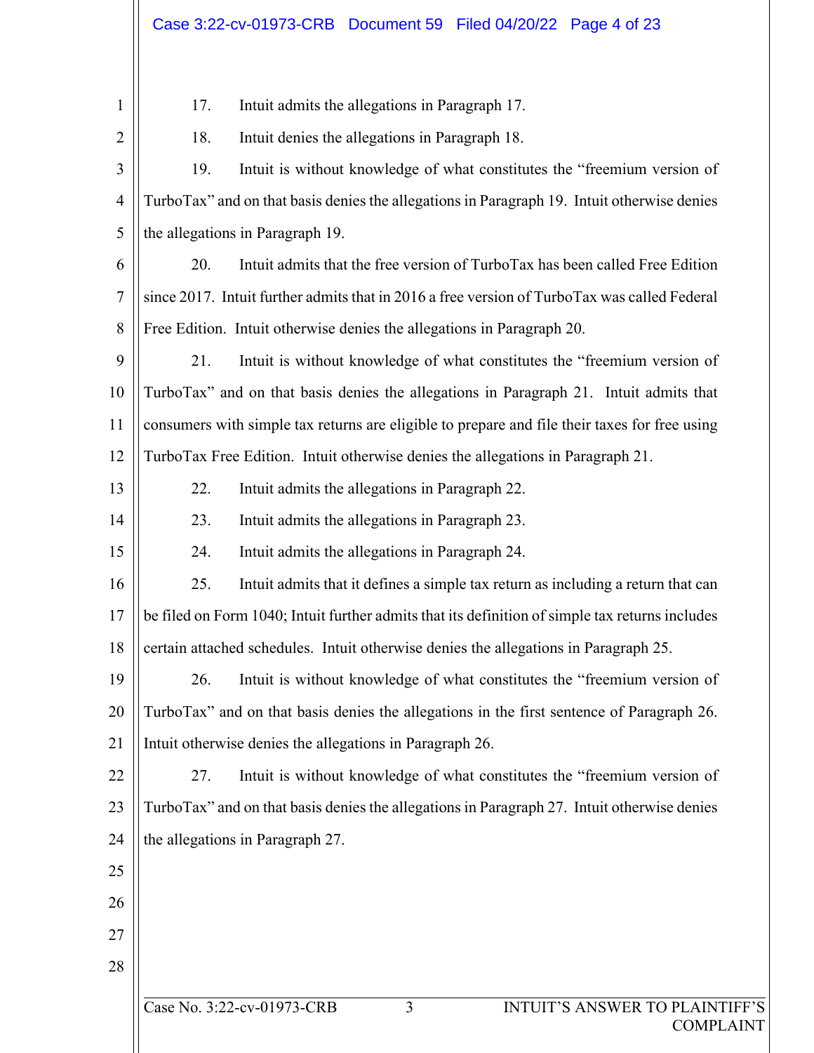17. Intuit admits the allegations in Paragraph 17.

18. Intuit denies the allegations in Paragraph 18.

19. Intuit is without knowledge of what constitutes the "freemium version of TurboTax" and on that basis denies the allegations in Paragraph 19. Intuit otherwise denies the allegations in Paragraph 19.

20. Intuit admits that the free version of TurboTax has been called Free Edition since 2017. Intuit further admits that in 2016 a free version of TurboTax was called Federal Free Edition. Intuit otherwise denies the allegations in Paragraph 20.

21. Intuit is without knowledge of what constitutes the "freemium version of TurboTax" and on that basis denies the allegations in Paragraph 21. Intuit admits that consumers with simple tax returns are eligible to prepare and file their taxes for free using TurboTax Free Edition. Intuit otherwise denies the allegations in Paragraph 21.

22. Intuit admits the allegations in Paragraph 22.

23. Intuit admits the allegations in Paragraph 23.

24. Intuit admits the allegations in Paragraph 24.

25. Intuit admits that it defines a simple tax return as including a return that can be filed on Form 1040; Intuit further admits that its definition of simple tax returns includes certain attached schedules. Intuit otherwise denies the allegations in Paragraph 25.

26. Intuit is without knowledge of what constitutes the "freemium version of TurboTax" and on that basis denies the allegations in the first sentence of Paragraph 26. Intuit otherwise denies the allegations in Paragraph 26.

27. Intuit is without knowledge of what constitutes the "freemium version of TurboTax" and on that basis denies the allegations in Paragraph 27. Intuit otherwise denies the allegations in Paragraph 27.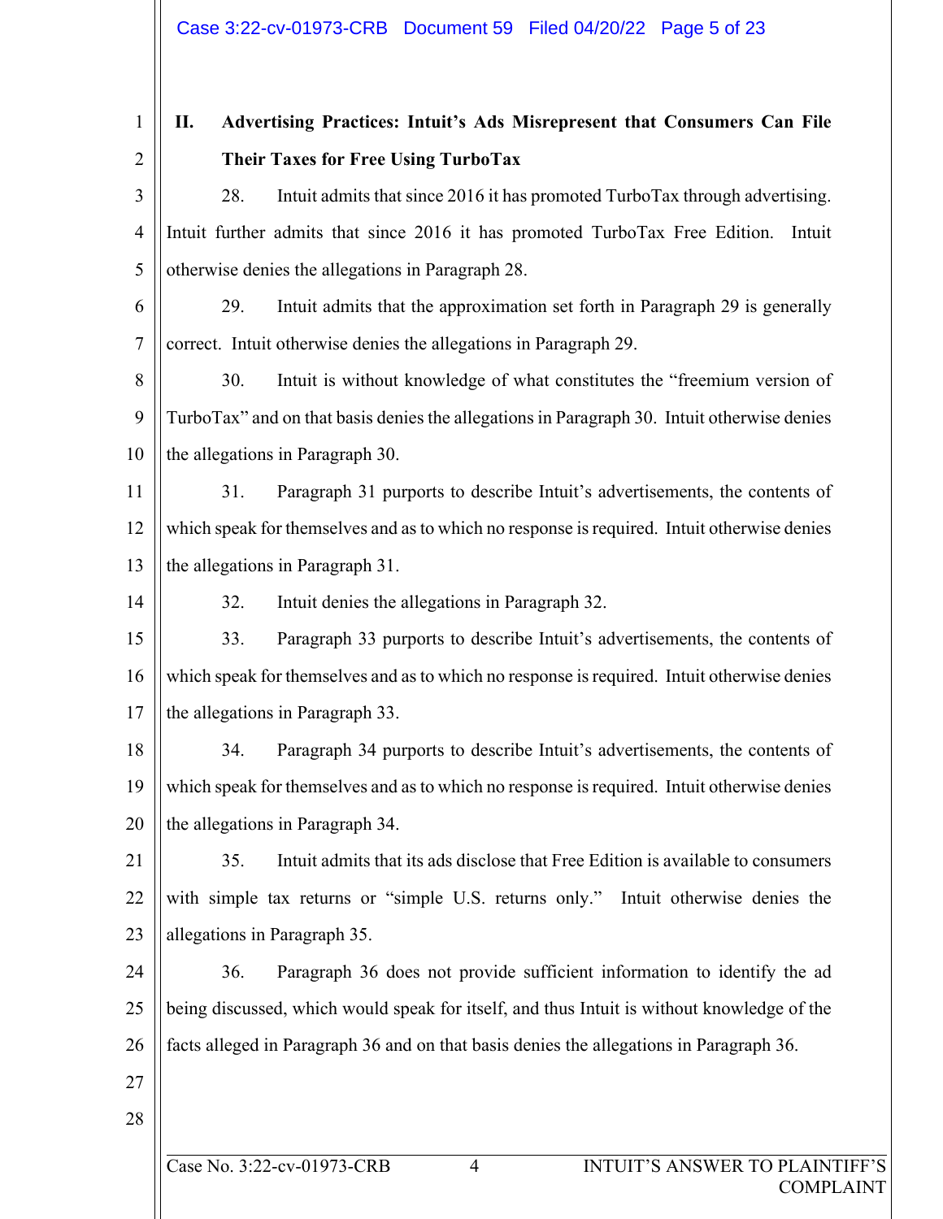## II. Advertising Practices: Intuit's Ads Misrepresent that Consumers Can File Their Taxes for Free Using TurboTax

28. Intuit admits that since 2016 it has promoted TurboTax through advertising. Intuit further admits that since 2016 it has promoted TurboTax Free Edition. Intuit otherwise denies the allegations in Paragraph 28.

29. Intuit admits that the approximation set forth in Paragraph 29 is generally correct. Intuit otherwise denies the allegations in Paragraph 29.

30. Intuit is without knowledge of what constitutes the "freemium version of TurboTax" and on that basis denies the allegations in Paragraph 30. Intuit otherwise denies the allegations in Paragraph 30.

31. Paragraph 31 purports to describe Intuit's advertisements, the contents of which speak for themselves and as to which no response is required. Intuit otherwise denies the allegations in Paragraph 31.

32. Intuit denies the allegations in Paragraph 32.

33. Paragraph 33 purports to describe Intuit's advertisements, the contents of which speak for themselves and as to which no response is required. Intuit otherwise denies the allegations in Paragraph 33.

34. Paragraph 34 purports to describe Intuit's advertisements, the contents of which speak for themselves and as to which no response is required. Intuit otherwise denies the allegations in Paragraph 34.

35. Intuit admits that its ads disclose that Free Edition is available to consumers with simple tax returns or "simple U.S. returns only." Intuit otherwise denies the allegations in Paragraph 35.

36. Paragraph 36 does not provide sufficient information to identify the ad being discussed, which would speak for itself, and thus Intuit is without knowledge of the facts alleged in Paragraph 36 and on that basis denies the allegations in Paragraph 36.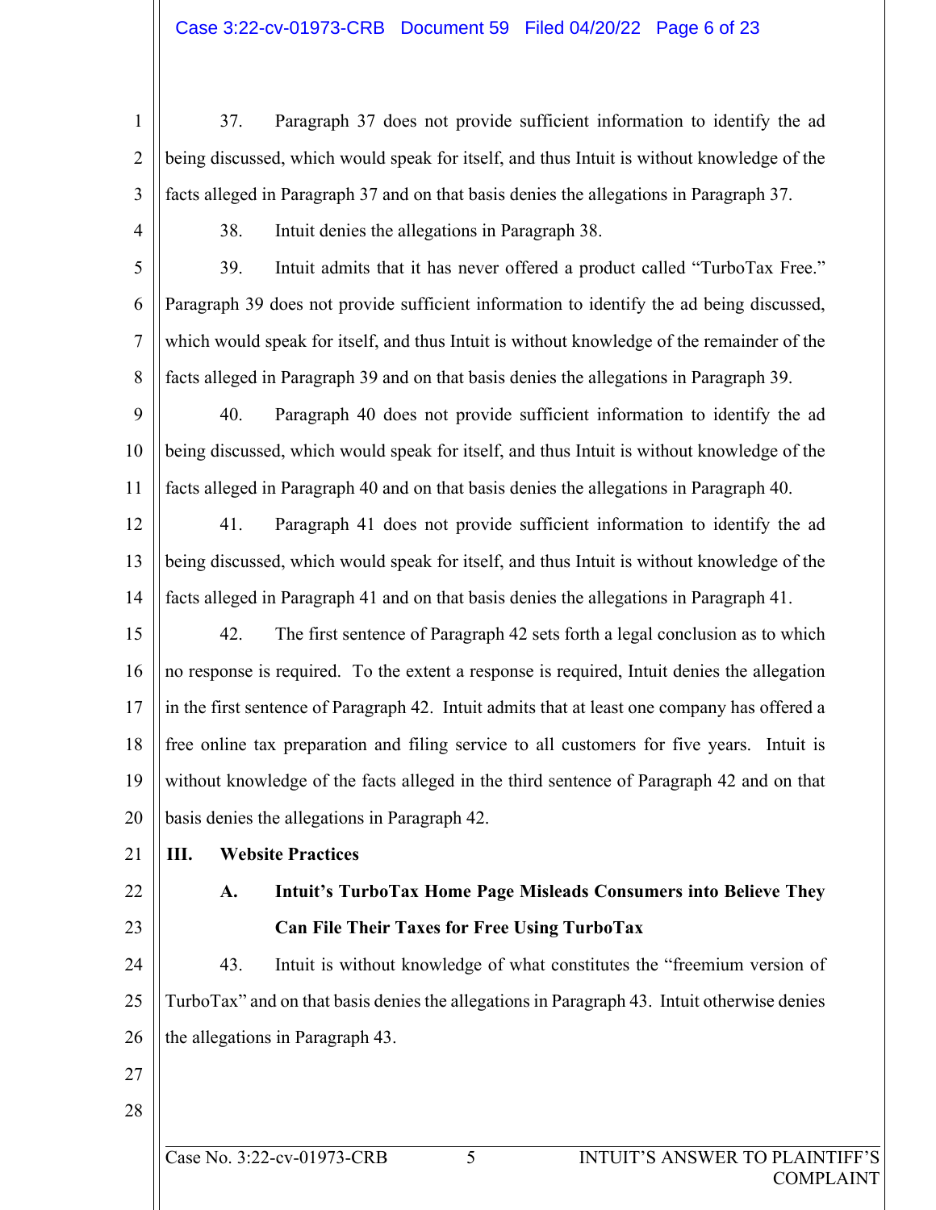37. Paragraph 37 does not provide sufficient information to identify the ad being discussed, which would speak for itself, and thus Intuit is without knowledge of the facts alleged in Paragraph 37 and on that basis denies the allegations in Paragraph 37.

38. Intuit denies the allegations in Paragraph 38.

39. Intuit admits that it has never offered a product called "TurboTax Free." Paragraph 39 does not provide sufficient information to identify the ad being discussed, which would speak for itself, and thus Intuit is without knowledge of the remainder of the facts alleged in Paragraph 39 and on that basis denies the allegations in Paragraph 39.

40. Paragraph 40 does not provide sufficient information to identify the ad being discussed, which would speak for itself, and thus Intuit is without knowledge of the facts alleged in Paragraph 40 and on that basis denies the allegations in Paragraph 40.

41. Paragraph 41 does not provide sufficient information to identify the ad being discussed, which would speak for itself, and thus Intuit is without knowledge of the facts alleged in Paragraph 41 and on that basis denies the allegations in Paragraph 41.

42. The first sentence of Paragraph 42 sets forth a legal conclusion as to which no response is required. To the extent a response is required, Intuit denies the allegation in the first sentence of Paragraph 42. Intuit admits that at least one company has offered a free online tax preparation and filing service to all customers for five years. Intuit is without knowledge of the facts alleged in the third sentence of Paragraph 42 and on that basis denies the allegations in Paragraph 42.

## III. Website Practices

### A. Intuit's TurboTax Home Page Misleads Consumers into Believe They Can File Their Taxes for Free Using TurboTax

43. Intuit is without knowledge of what constitutes the "freemium version of TurboTax" and on that basis denies the allegations in Paragraph 43. Intuit otherwise denies the allegations in Paragraph 43.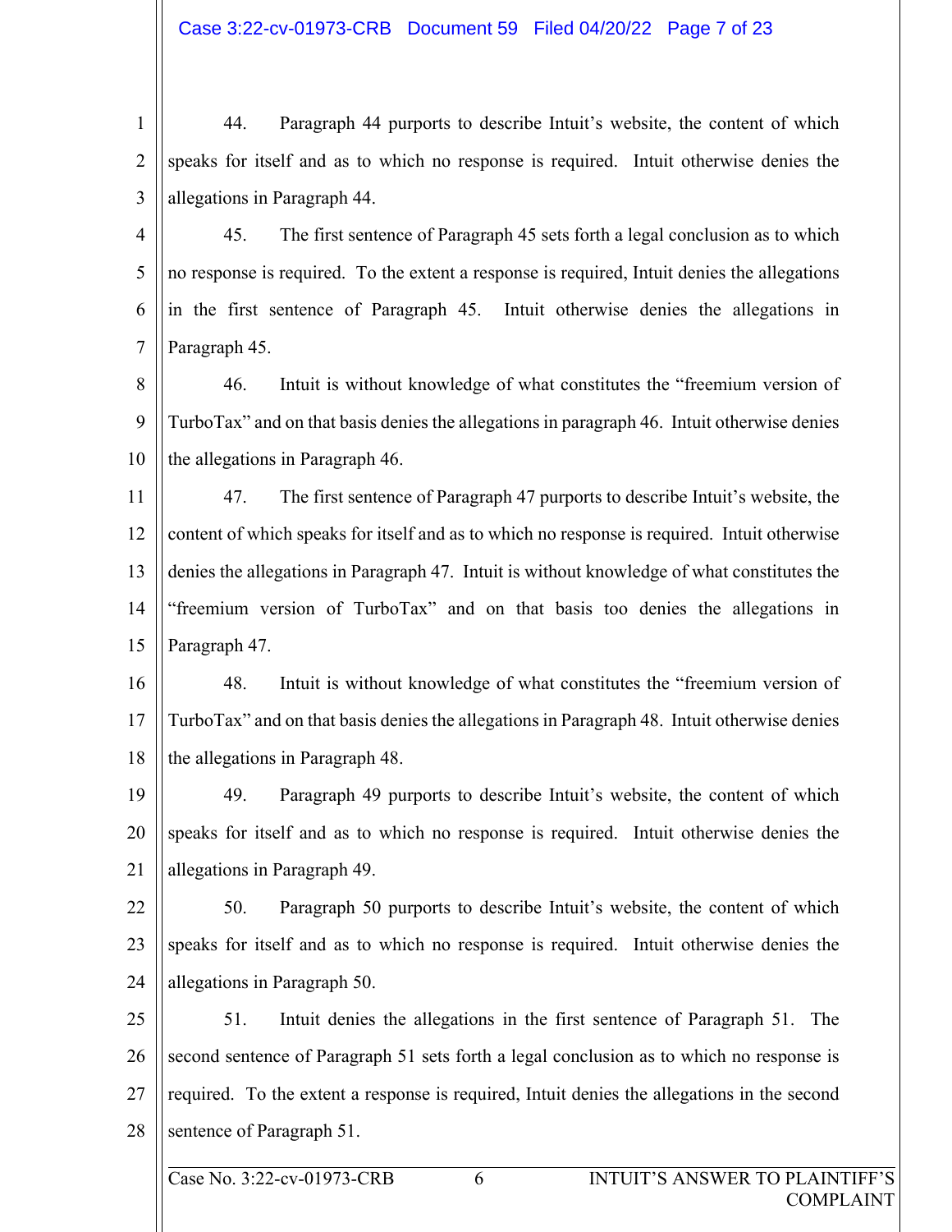44. Paragraph 44 purports to describe Intuit's website, the content of which speaks for itself and as to which no response is required. Intuit otherwise denies the allegations in Paragraph 44.

45. The first sentence of Paragraph 45 sets forth a legal conclusion as to which no response is required. To the extent a response is required, Intuit denies the allegations in the first sentence of Paragraph 45. Intuit otherwise denies the allegations in Paragraph 45.

46. Intuit is without knowledge of what constitutes the "freemium version of TurboTax" and on that basis denies the allegations in paragraph 46. Intuit otherwise denies the allegations in Paragraph 46.

47. The first sentence of Paragraph 47 purports to describe Intuit's website, the content of which speaks for itself and as to which no response is required. Intuit otherwise denies the allegations in Paragraph 47. Intuit is without knowledge of what constitutes the "freemium version of TurboTax" and on that basis too denies the allegations in Paragraph 47.

48. Intuit is without knowledge of what constitutes the "freemium version of TurboTax" and on that basis denies the allegations in Paragraph 48. Intuit otherwise denies the allegations in Paragraph 48.

49. Paragraph 49 purports to describe Intuit's website, the content of which speaks for itself and as to which no response is required. Intuit otherwise denies the allegations in Paragraph 49.

50. Paragraph 50 purports to describe Intuit's website, the content of which speaks for itself and as to which no response is required. Intuit otherwise denies the allegations in Paragraph 50.

51. Intuit denies the allegations in the first sentence of Paragraph 51. The second sentence of Paragraph 51 sets forth a legal conclusion as to which no response is required. To the extent a response is required, Intuit denies the allegations in the second sentence of Paragraph 51.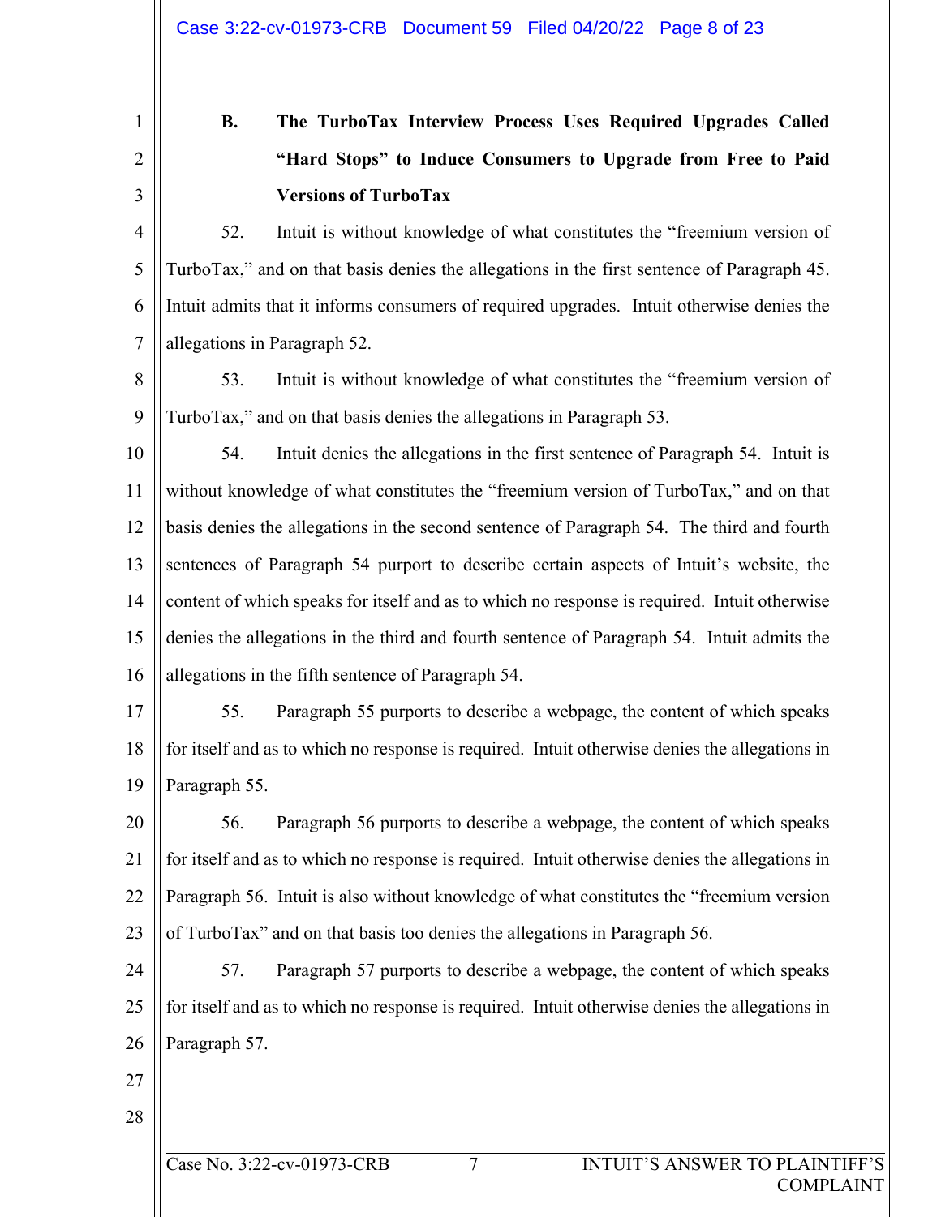### B. The TurboTax Interview Process Uses Required Upgrades Called "Hard Stops" to Induce Consumers to Upgrade from Free to Paid Versions of TurboTax

52. Intuit is without knowledge of what constitutes the "freemium version of TurboTax," and on that basis denies the allegations in the first sentence of Paragraph 45. Intuit admits that it informs consumers of required upgrades. Intuit otherwise denies the allegations in Paragraph 52.

53. Intuit is without knowledge of what constitutes the "freemium version of TurboTax," and on that basis denies the allegations in Paragraph 53.

54. Intuit denies the allegations in the first sentence of Paragraph 54. Intuit is without knowledge of what constitutes the "freemium version of TurboTax," and on that basis denies the allegations in the second sentence of Paragraph 54. The third and fourth sentences of Paragraph 54 purport to describe certain aspects of Intuit's website, the content of which speaks for itself and as to which no response is required. Intuit otherwise denies the allegations in the third and fourth sentence of Paragraph 54. Intuit admits the allegations in the fifth sentence of Paragraph 54.

55. Paragraph 55 purports to describe a webpage, the content of which speaks for itself and as to which no response is required. Intuit otherwise denies the allegations in Paragraph 55.

56. Paragraph 56 purports to describe a webpage, the content of which speaks for itself and as to which no response is required. Intuit otherwise denies the allegations in Paragraph 56. Intuit is also without knowledge of what constitutes the "freemium version of TurboTax" and on that basis too denies the allegations in Paragraph 56.

57. Paragraph 57 purports to describe a webpage, the content of which speaks for itself and as to which no response is required. Intuit otherwise denies the allegations in Paragraph 57.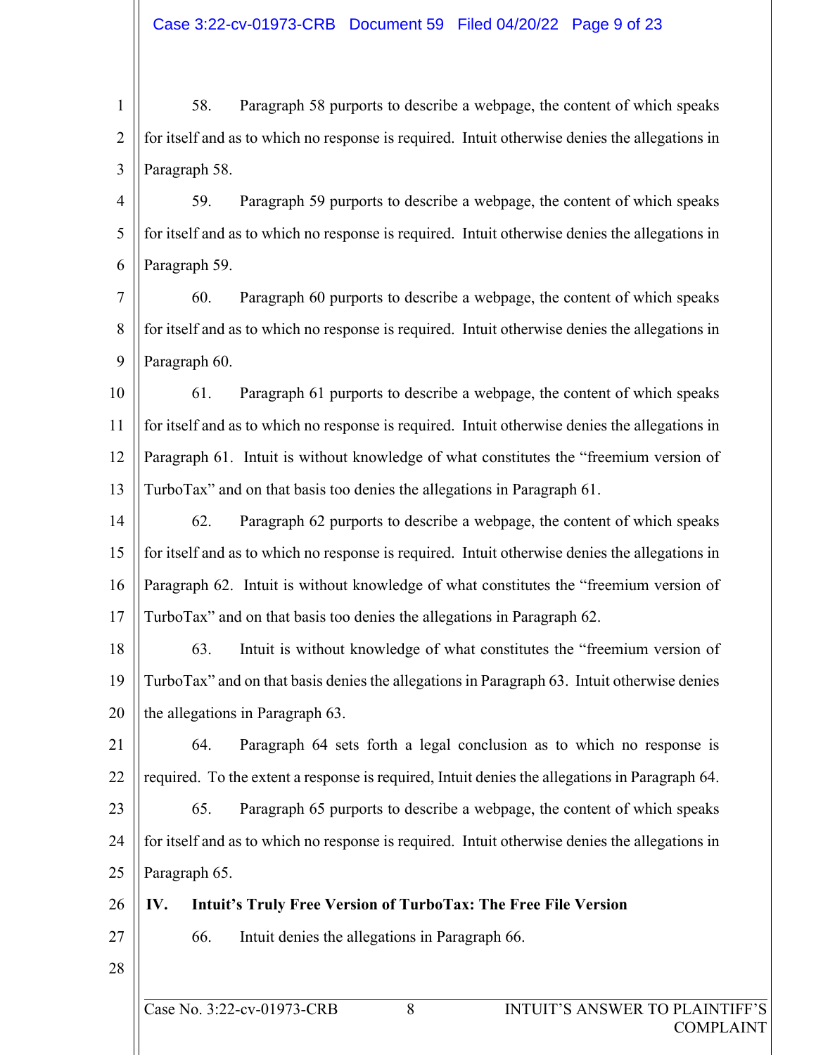58. Paragraph 58 purports to describe a webpage, the content of which speaks for itself and as to which no response is required. Intuit otherwise denies the allegations in Paragraph 58.

59. Paragraph 59 purports to describe a webpage, the content of which speaks for itself and as to which no response is required. Intuit otherwise denies the allegations in Paragraph 59.

60. Paragraph 60 purports to describe a webpage, the content of which speaks for itself and as to which no response is required. Intuit otherwise denies the allegations in Paragraph 60.

61. Paragraph 61 purports to describe a webpage, the content of which speaks for itself and as to which no response is required. Intuit otherwise denies the allegations in Paragraph 61. Intuit is without knowledge of what constitutes the "freemium version of TurboTax" and on that basis too denies the allegations in Paragraph 61.

62. Paragraph 62 purports to describe a webpage, the content of which speaks for itself and as to which no response is required. Intuit otherwise denies the allegations in Paragraph 62. Intuit is without knowledge of what constitutes the "freemium version of TurboTax" and on that basis too denies the allegations in Paragraph 62.

63. Intuit is without knowledge of what constitutes the "freemium version of TurboTax" and on that basis denies the allegations in Paragraph 63. Intuit otherwise denies the allegations in Paragraph 63.

64. Paragraph 64 sets forth a legal conclusion as to which no response is required. To the extent a response is required, Intuit denies the allegations in Paragraph 64.

65. Paragraph 65 purports to describe a webpage, the content of which speaks for itself and as to which no response is required. Intuit otherwise denies the allegations in Paragraph 65.

## IV. Intuit's Truly Free Version of TurboTax: The Free File Version

66. Intuit denies the allegations in Paragraph 66.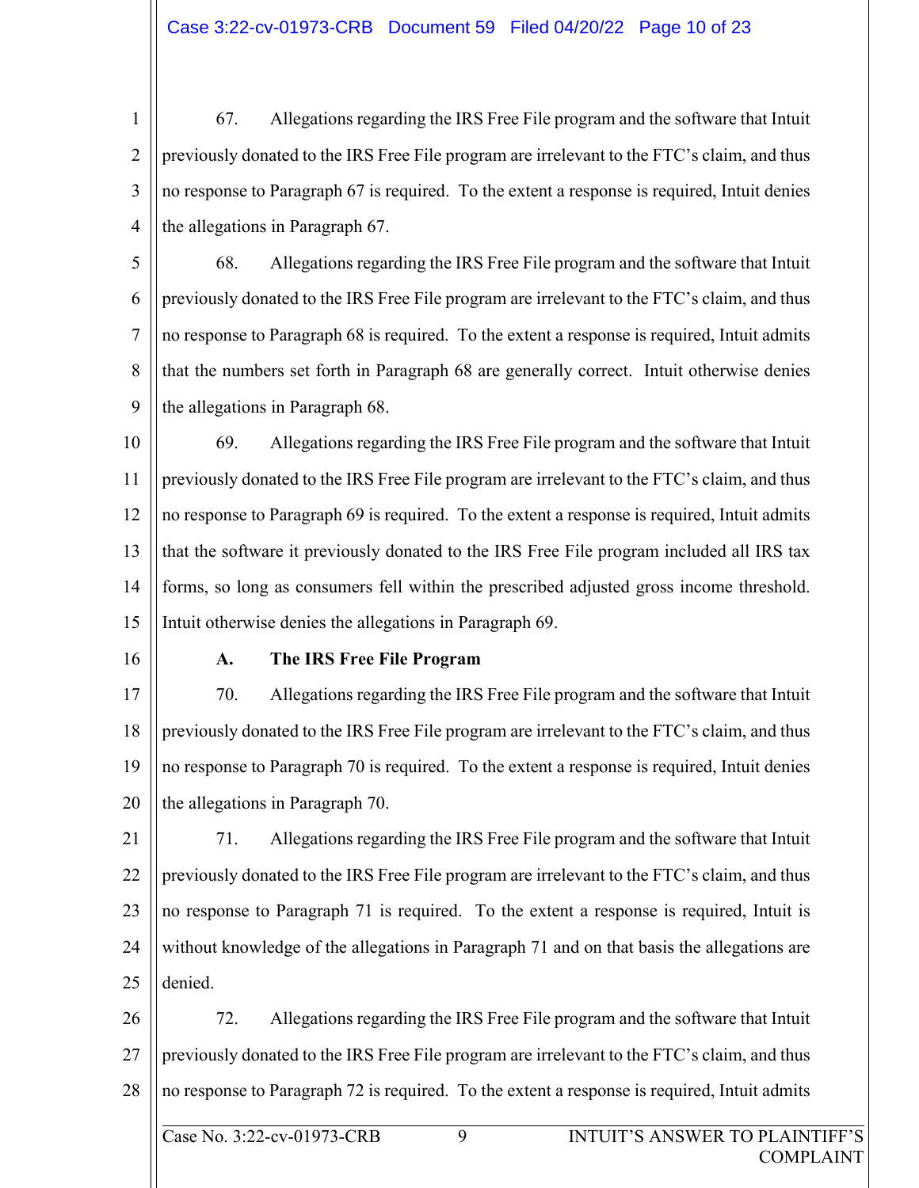67. Allegations regarding the IRS Free File program and the software that Intuit previously donated to the IRS Free File program are irrelevant to the FTC's claim, and thus no response to Paragraph 67 is required. To the extent a response is required, Intuit denies the allegations in Paragraph 67.

68. Allegations regarding the IRS Free File program and the software that Intuit previously donated to the IRS Free File program are irrelevant to the FTC's claim, and thus no response to Paragraph 68 is required. To the extent a response is required, Intuit admits that the numbers set forth in Paragraph 68 are generally correct. Intuit otherwise denies the allegations in Paragraph 68.

69. Allegations regarding the IRS Free File program and the software that Intuit previously donated to the IRS Free File program are irrelevant to the FTC's claim, and thus no response to Paragraph 69 is required. To the extent a response is required, Intuit admits that the software it previously donated to the IRS Free File program included all IRS tax forms, so long as consumers fell within the prescribed adjusted gross income threshold. Intuit otherwise denies the allegations in Paragraph 69.

**A. The IRS Free File Program**

70. Allegations regarding the IRS Free File program and the software that Intuit previously donated to the IRS Free File program are irrelevant to the FTC's claim, and thus no response to Paragraph 70 is required. To the extent a response is required, Intuit denies the allegations in Paragraph 70.

71. Allegations regarding the IRS Free File program and the software that Intuit previously donated to the IRS Free File program are irrelevant to the FTC's claim, and thus no response to Paragraph 71 is required. To the extent a response is required, Intuit is without knowledge of the allegations in Paragraph 71 and on that basis the allegations are denied.

72. Allegations regarding the IRS Free File program and the software that Intuit previously donated to the IRS Free File program are irrelevant to the FTC's claim, and thus no response to Paragraph 72 is required. To the extent a response is required, Intuit admits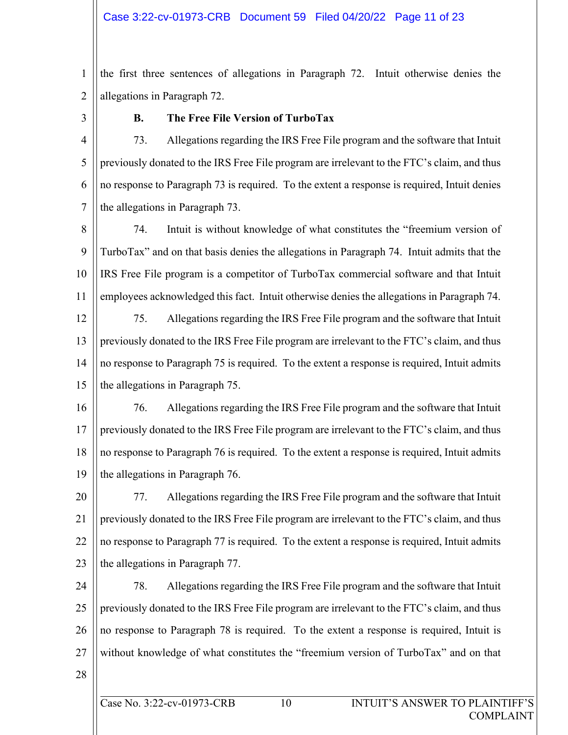the first three sentences of allegations in Paragraph 72. Intuit otherwise denies the allegations in Paragraph 72.

**B. The Free File Version of TurboTax**

73. Allegations regarding the IRS Free File program and the software that Intuit previously donated to the IRS Free File program are irrelevant to the FTC's claim, and thus no response to Paragraph 73 is required. To the extent a response is required, Intuit denies the allegations in Paragraph 73.

74. Intuit is without knowledge of what constitutes the "freemium version of TurboTax" and on that basis denies the allegations in Paragraph 74. Intuit admits that the IRS Free File program is a competitor of TurboTax commercial software and that Intuit employees acknowledged this fact. Intuit otherwise denies the allegations in Paragraph 74.

75. Allegations regarding the IRS Free File program and the software that Intuit previously donated to the IRS Free File program are irrelevant to the FTC's claim, and thus no response to Paragraph 75 is required. To the extent a response is required, Intuit admits the allegations in Paragraph 75.

76. Allegations regarding the IRS Free File program and the software that Intuit previously donated to the IRS Free File program are irrelevant to the FTC's claim, and thus no response to Paragraph 76 is required. To the extent a response is required, Intuit admits the allegations in Paragraph 76.

77. Allegations regarding the IRS Free File program and the software that Intuit previously donated to the IRS Free File program are irrelevant to the FTC's claim, and thus no response to Paragraph 77 is required. To the extent a response is required, Intuit admits the allegations in Paragraph 77.

78. Allegations regarding the IRS Free File program and the software that Intuit previously donated to the IRS Free File program are irrelevant to the FTC's claim, and thus no response to Paragraph 78 is required. To the extent a response is required, Intuit is without knowledge of what constitutes the "freemium version of TurboTax" and on that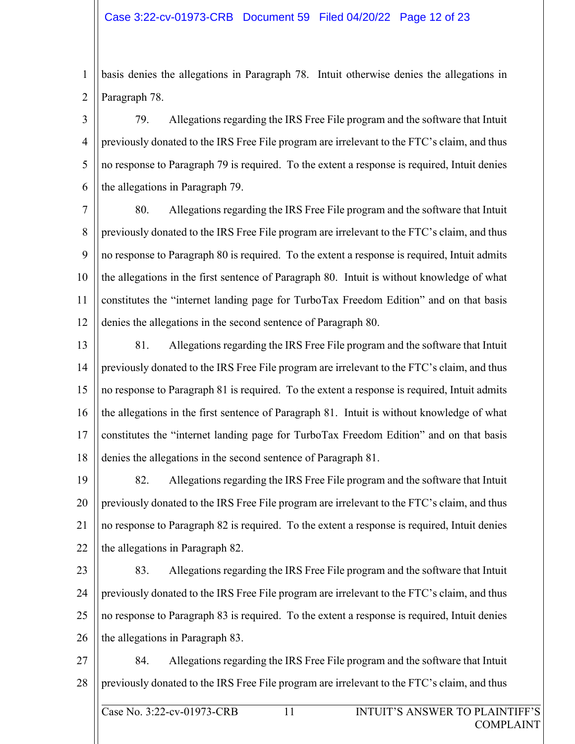basis denies the allegations in Paragraph 78. Intuit otherwise denies the allegations in Paragraph 78.

79. Allegations regarding the IRS Free File program and the software that Intuit previously donated to the IRS Free File program are irrelevant to the FTC's claim, and thus no response to Paragraph 79 is required. To the extent a response is required, Intuit denies the allegations in Paragraph 79.

80. Allegations regarding the IRS Free File program and the software that Intuit previously donated to the IRS Free File program are irrelevant to the FTC's claim, and thus no response to Paragraph 80 is required. To the extent a response is required, Intuit admits the allegations in the first sentence of Paragraph 80. Intuit is without knowledge of what constitutes the "internet landing page for TurboTax Freedom Edition" and on that basis denies the allegations in the second sentence of Paragraph 80.

81. Allegations regarding the IRS Free File program and the software that Intuit previously donated to the IRS Free File program are irrelevant to the FTC's claim, and thus no response to Paragraph 81 is required. To the extent a response is required, Intuit admits the allegations in the first sentence of Paragraph 81. Intuit is without knowledge of what constitutes the "internet landing page for TurboTax Freedom Edition" and on that basis denies the allegations in the second sentence of Paragraph 81.

82. Allegations regarding the IRS Free File program and the software that Intuit previously donated to the IRS Free File program are irrelevant to the FTC's claim, and thus no response to Paragraph 82 is required. To the extent a response is required, Intuit denies the allegations in Paragraph 82.

83. Allegations regarding the IRS Free File program and the software that Intuit previously donated to the IRS Free File program are irrelevant to the FTC's claim, and thus no response to Paragraph 83 is required. To the extent a response is required, Intuit denies the allegations in Paragraph 83.

84. Allegations regarding the IRS Free File program and the software that Intuit previously donated to the IRS Free File program are irrelevant to the FTC's claim, and thus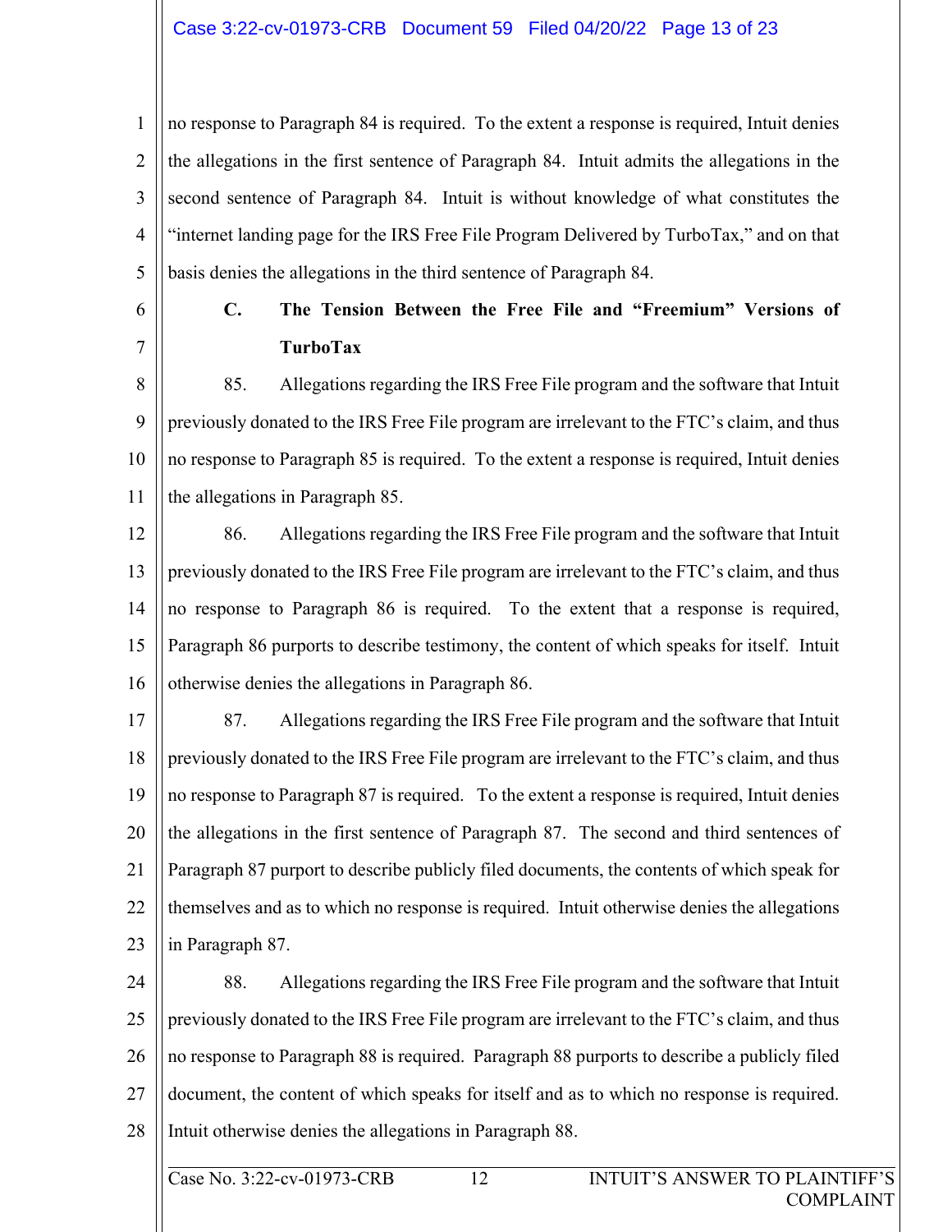no response to Paragraph 84 is required. To the extent a response is required, Intuit denies the allegations in the first sentence of Paragraph 84. Intuit admits the allegations in the second sentence of Paragraph 84. Intuit is without knowledge of what constitutes the "internet landing page for the IRS Free File Program Delivered by TurboTax," and on that basis denies the allegations in the third sentence of Paragraph 84.

### C. The Tension Between the Free File and "Freemium" Versions of TurboTax

85. Allegations regarding the IRS Free File program and the software that Intuit previously donated to the IRS Free File program are irrelevant to the FTC's claim, and thus no response to Paragraph 85 is required. To the extent a response is required, Intuit denies the allegations in Paragraph 85.

86. Allegations regarding the IRS Free File program and the software that Intuit previously donated to the IRS Free File program are irrelevant to the FTC's claim, and thus no response to Paragraph 86 is required. To the extent that a response is required, Paragraph 86 purports to describe testimony, the content of which speaks for itself. Intuit otherwise denies the allegations in Paragraph 86.

87. Allegations regarding the IRS Free File program and the software that Intuit previously donated to the IRS Free File program are irrelevant to the FTC's claim, and thus no response to Paragraph 87 is required. To the extent a response is required, Intuit denies the allegations in the first sentence of Paragraph 87. The second and third sentences of Paragraph 87 purport to describe publicly filed documents, the contents of which speak for themselves and as to which no response is required. Intuit otherwise denies the allegations in Paragraph 87.

88. Allegations regarding the IRS Free File program and the software that Intuit previously donated to the IRS Free File program are irrelevant to the FTC's claim, and thus no response to Paragraph 88 is required. Paragraph 88 purports to describe a publicly filed document, the content of which speaks for itself and as to which no response is required. Intuit otherwise denies the allegations in Paragraph 88.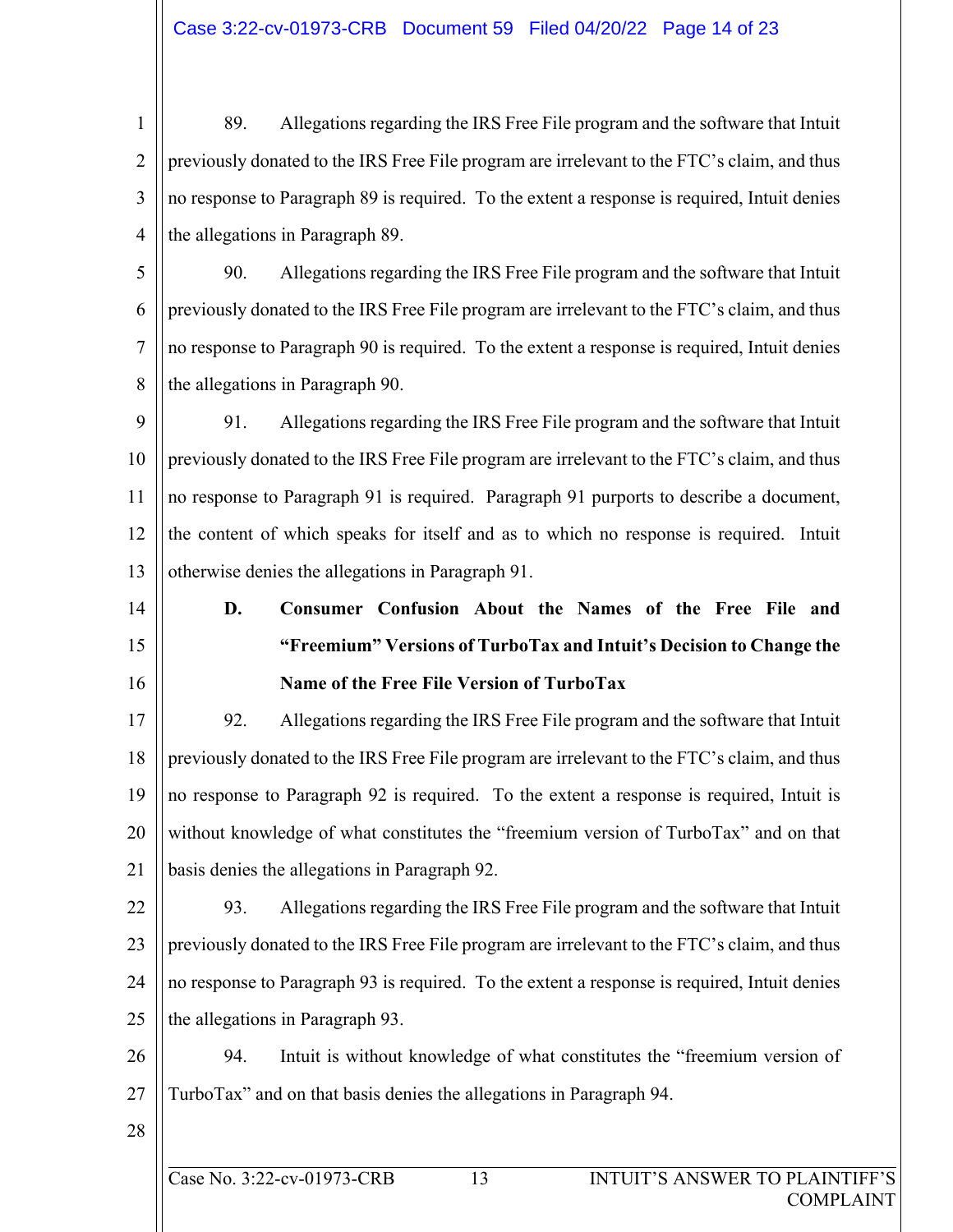89. Allegations regarding the IRS Free File program and the software that Intuit previously donated to the IRS Free File program are irrelevant to the FTC's claim, and thus no response to Paragraph 89 is required. To the extent a response is required, Intuit denies the allegations in Paragraph 89.

90. Allegations regarding the IRS Free File program and the software that Intuit previously donated to the IRS Free File program are irrelevant to the FTC's claim, and thus no response to Paragraph 90 is required. To the extent a response is required, Intuit denies the allegations in Paragraph 90.

91. Allegations regarding the IRS Free File program and the software that Intuit previously donated to the IRS Free File program are irrelevant to the FTC's claim, and thus no response to Paragraph 91 is required. Paragraph 91 purports to describe a document, the content of which speaks for itself and as to which no response is required. Intuit otherwise denies the allegations in Paragraph 91.

### D. Consumer Confusion About the Names of the Free File and "Freemium" Versions of TurboTax and Intuit's Decision to Change the Name of the Free File Version of TurboTax

92. Allegations regarding the IRS Free File program and the software that Intuit previously donated to the IRS Free File program are irrelevant to the FTC's claim, and thus no response to Paragraph 92 is required. To the extent a response is required, Intuit is without knowledge of what constitutes the "freemium version of TurboTax" and on that basis denies the allegations in Paragraph 92.

93. Allegations regarding the IRS Free File program and the software that Intuit previously donated to the IRS Free File program are irrelevant to the FTC's claim, and thus no response to Paragraph 93 is required. To the extent a response is required, Intuit denies the allegations in Paragraph 93.

94. Intuit is without knowledge of what constitutes the "freemium version of TurboTax" and on that basis denies the allegations in Paragraph 94.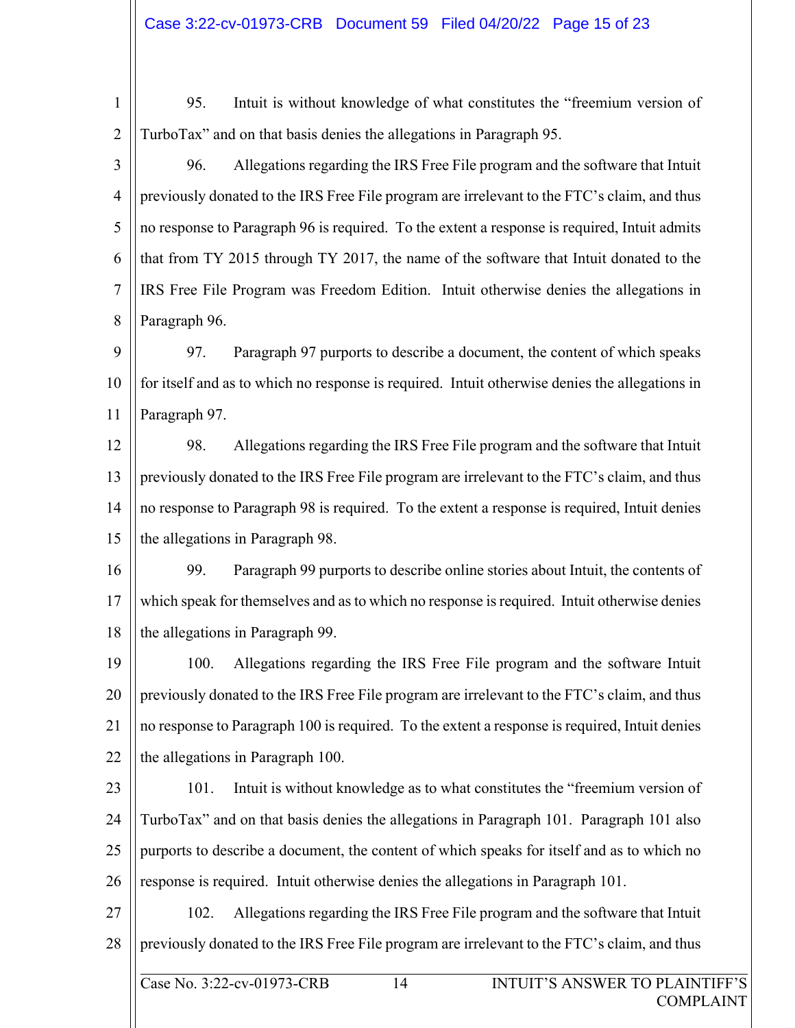95. Intuit is without knowledge of what constitutes the "freemium version of TurboTax" and on that basis denies the allegations in Paragraph 95.

96. Allegations regarding the IRS Free File program and the software that Intuit previously donated to the IRS Free File program are irrelevant to the FTC's claim, and thus no response to Paragraph 96 is required. To the extent a response is required, Intuit admits that from TY 2015 through TY 2017, the name of the software that Intuit donated to the IRS Free File Program was Freedom Edition. Intuit otherwise denies the allegations in Paragraph 96.

97. Paragraph 97 purports to describe a document, the content of which speaks for itself and as to which no response is required. Intuit otherwise denies the allegations in Paragraph 97.

98. Allegations regarding the IRS Free File program and the software that Intuit previously donated to the IRS Free File program are irrelevant to the FTC's claim, and thus no response to Paragraph 98 is required. To the extent a response is required, Intuit denies the allegations in Paragraph 98.

99. Paragraph 99 purports to describe online stories about Intuit, the contents of which speak for themselves and as to which no response is required. Intuit otherwise denies the allegations in Paragraph 99.

100. Allegations regarding the IRS Free File program and the software Intuit previously donated to the IRS Free File program are irrelevant to the FTC's claim, and thus no response to Paragraph 100 is required. To the extent a response is required, Intuit denies the allegations in Paragraph 100.

101. Intuit is without knowledge as to what constitutes the "freemium version of TurboTax" and on that basis denies the allegations in Paragraph 101. Paragraph 101 also purports to describe a document, the content of which speaks for itself and as to which no response is required. Intuit otherwise denies the allegations in Paragraph 101.

102. Allegations regarding the IRS Free File program and the software that Intuit previously donated to the IRS Free File program are irrelevant to the FTC's claim, and thus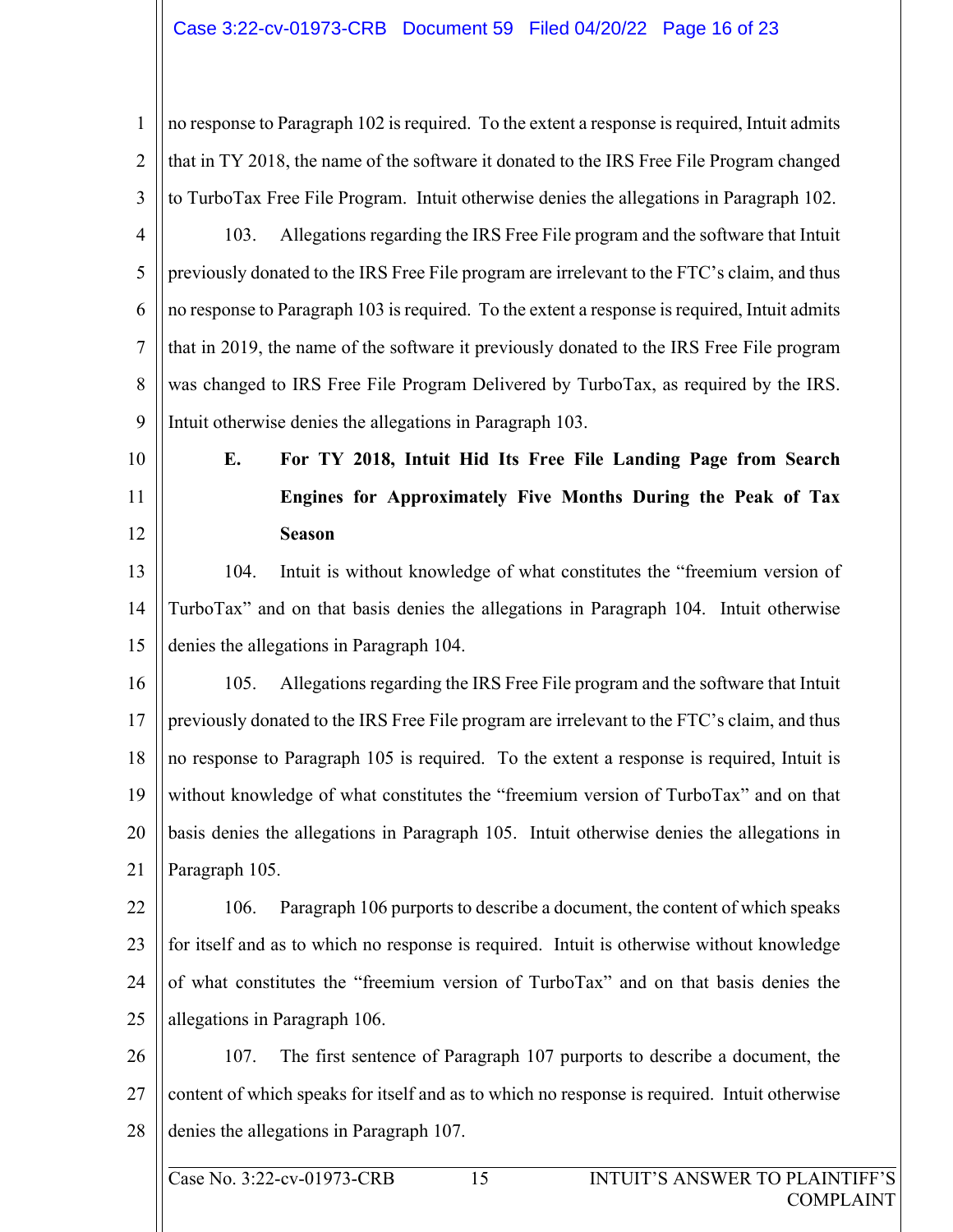no response to Paragraph 102 is required. To the extent a response is required, Intuit admits that in TY 2018, the name of the software it donated to the IRS Free File Program changed to TurboTax Free File Program. Intuit otherwise denies the allegations in Paragraph 102.

103. Allegations regarding the IRS Free File program and the software that Intuit previously donated to the IRS Free File program are irrelevant to the FTC's claim, and thus no response to Paragraph 103 is required. To the extent a response is required, Intuit admits that in 2019, the name of the software it previously donated to the IRS Free File program was changed to IRS Free File Program Delivered by TurboTax, as required by the IRS. Intuit otherwise denies the allegations in Paragraph 103.

**E. For TY 2018, Intuit Hid Its Free File Landing Page from Search Engines for Approximately Five Months During the Peak of Tax Season**

104. Intuit is without knowledge of what constitutes the "freemium version of TurboTax" and on that basis denies the allegations in Paragraph 104. Intuit otherwise denies the allegations in Paragraph 104.

105. Allegations regarding the IRS Free File program and the software that Intuit previously donated to the IRS Free File program are irrelevant to the FTC's claim, and thus no response to Paragraph 105 is required. To the extent a response is required, Intuit is without knowledge of what constitutes the "freemium version of TurboTax" and on that basis denies the allegations in Paragraph 105. Intuit otherwise denies the allegations in Paragraph 105.

106. Paragraph 106 purports to describe a document, the content of which speaks for itself and as to which no response is required. Intuit is otherwise without knowledge of what constitutes the "freemium version of TurboTax" and on that basis denies the allegations in Paragraph 106.

107. The first sentence of Paragraph 107 purports to describe a document, the content of which speaks for itself and as to which no response is required. Intuit otherwise denies the allegations in Paragraph 107.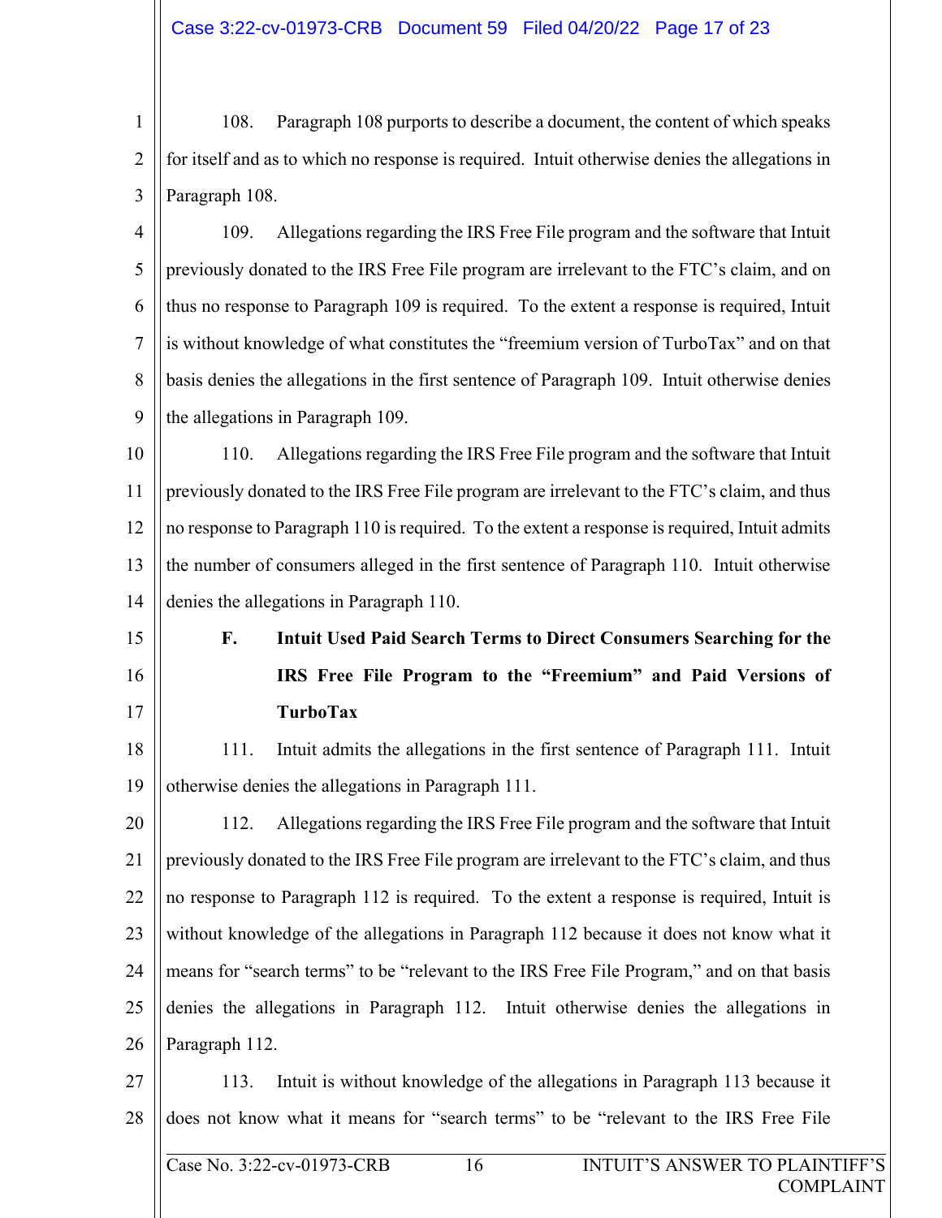108. Paragraph 108 purports to describe a document, the content of which speaks for itself and as to which no response is required. Intuit otherwise denies the allegations in Paragraph 108.

109. Allegations regarding the IRS Free File program and the software that Intuit previously donated to the IRS Free File program are irrelevant to the FTC's claim, and on thus no response to Paragraph 109 is required. To the extent a response is required, Intuit is without knowledge of what constitutes the "freemium version of TurboTax" and on that basis denies the allegations in the first sentence of Paragraph 109. Intuit otherwise denies the allegations in Paragraph 109.

110. Allegations regarding the IRS Free File program and the software that Intuit previously donated to the IRS Free File program are irrelevant to the FTC's claim, and thus no response to Paragraph 110 is required. To the extent a response is required, Intuit admits the number of consumers alleged in the first sentence of Paragraph 110. Intuit otherwise denies the allegations in Paragraph 110.

### F. Intuit Used Paid Search Terms to Direct Consumers Searching for the IRS Free File Program to the "Freemium" and Paid Versions of TurboTax

111. Intuit admits the allegations in the first sentence of Paragraph 111. Intuit otherwise denies the allegations in Paragraph 111.

112. Allegations regarding the IRS Free File program and the software that Intuit previously donated to the IRS Free File program are irrelevant to the FTC's claim, and thus no response to Paragraph 112 is required. To the extent a response is required, Intuit is without knowledge of the allegations in Paragraph 112 because it does not know what it means for "search terms" to be "relevant to the IRS Free File Program," and on that basis denies the allegations in Paragraph 112. Intuit otherwise denies the allegations in Paragraph 112.

113. Intuit is without knowledge of the allegations in Paragraph 113 because it does not know what it means for "search terms" to be "relevant to the IRS Free File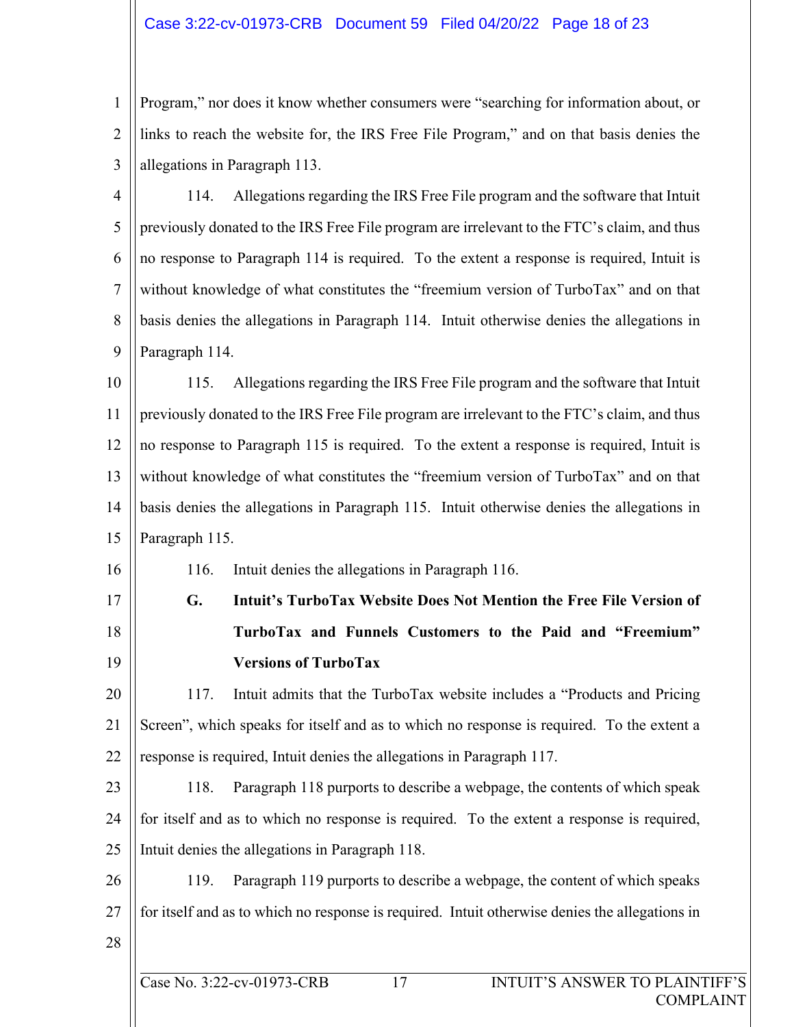Program," nor does it know whether consumers were "searching for information about, or links to reach the website for, the IRS Free File Program," and on that basis denies the allegations in Paragraph 113.

114. Allegations regarding the IRS Free File program and the software that Intuit previously donated to the IRS Free File program are irrelevant to the FTC's claim, and thus no response to Paragraph 114 is required. To the extent a response is required, Intuit is without knowledge of what constitutes the "freemium version of TurboTax" and on that basis denies the allegations in Paragraph 114. Intuit otherwise denies the allegations in Paragraph 114.

115. Allegations regarding the IRS Free File program and the software that Intuit previously donated to the IRS Free File program are irrelevant to the FTC's claim, and thus no response to Paragraph 115 is required. To the extent a response is required, Intuit is without knowledge of what constitutes the "freemium version of TurboTax" and on that basis denies the allegations in Paragraph 115. Intuit otherwise denies the allegations in Paragraph 115.

116. Intuit denies the allegations in Paragraph 116.

### G. Intuit's TurboTax Website Does Not Mention the Free File Version of TurboTax and Funnels Customers to the Paid and "Freemium" Versions of TurboTax

117. Intuit admits that the TurboTax website includes a "Products and Pricing Screen", which speaks for itself and as to which no response is required. To the extent a response is required, Intuit denies the allegations in Paragraph 117.

118. Paragraph 118 purports to describe a webpage, the contents of which speak for itself and as to which no response is required. To the extent a response is required, Intuit denies the allegations in Paragraph 118.

119. Paragraph 119 purports to describe a webpage, the content of which speaks for itself and as to which no response is required. Intuit otherwise denies the allegations in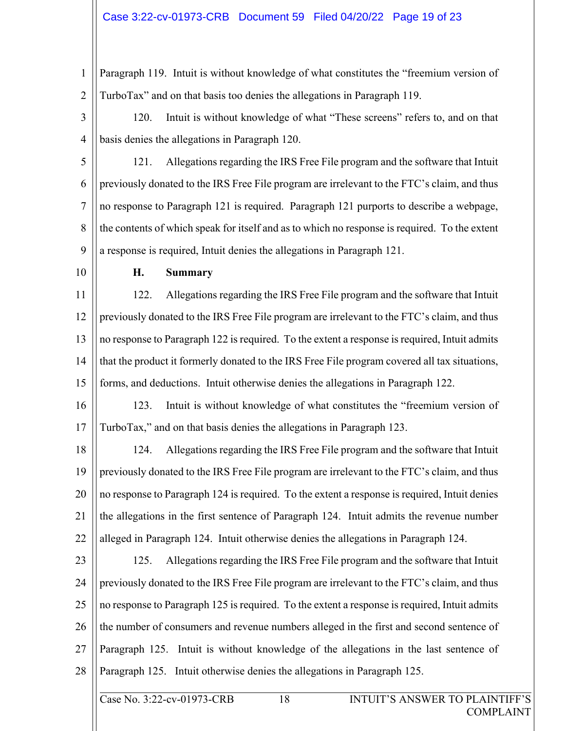Paragraph 119. Intuit is without knowledge of what constitutes the "freemium version of TurboTax" and on that basis too denies the allegations in Paragraph 119.

120. Intuit is without knowledge of what "These screens" refers to, and on that basis denies the allegations in Paragraph 120.

121. Allegations regarding the IRS Free File program and the software that Intuit previously donated to the IRS Free File program are irrelevant to the FTC's claim, and thus no response to Paragraph 121 is required. Paragraph 121 purports to describe a webpage, the contents of which speak for itself and as to which no response is required. To the extent a response is required, Intuit denies the allegations in Paragraph 121.

### H. Summary

122. Allegations regarding the IRS Free File program and the software that Intuit previously donated to the IRS Free File program are irrelevant to the FTC's claim, and thus no response to Paragraph 122 is required. To the extent a response is required, Intuit admits that the product it formerly donated to the IRS Free File program covered all tax situations, forms, and deductions. Intuit otherwise denies the allegations in Paragraph 122.

123. Intuit is without knowledge of what constitutes the "freemium version of TurboTax," and on that basis denies the allegations in Paragraph 123.

124. Allegations regarding the IRS Free File program and the software that Intuit previously donated to the IRS Free File program are irrelevant to the FTC's claim, and thus no response to Paragraph 124 is required. To the extent a response is required, Intuit denies the allegations in the first sentence of Paragraph 124. Intuit admits the revenue number alleged in Paragraph 124. Intuit otherwise denies the allegations in Paragraph 124.

125. Allegations regarding the IRS Free File program and the software that Intuit previously donated to the IRS Free File program are irrelevant to the FTC's claim, and thus no response to Paragraph 125 is required. To the extent a response is required, Intuit admits the number of consumers and revenue numbers alleged in the first and second sentence of Paragraph 125. Intuit is without knowledge of the allegations in the last sentence of Paragraph 125. Intuit otherwise denies the allegations in Paragraph 125.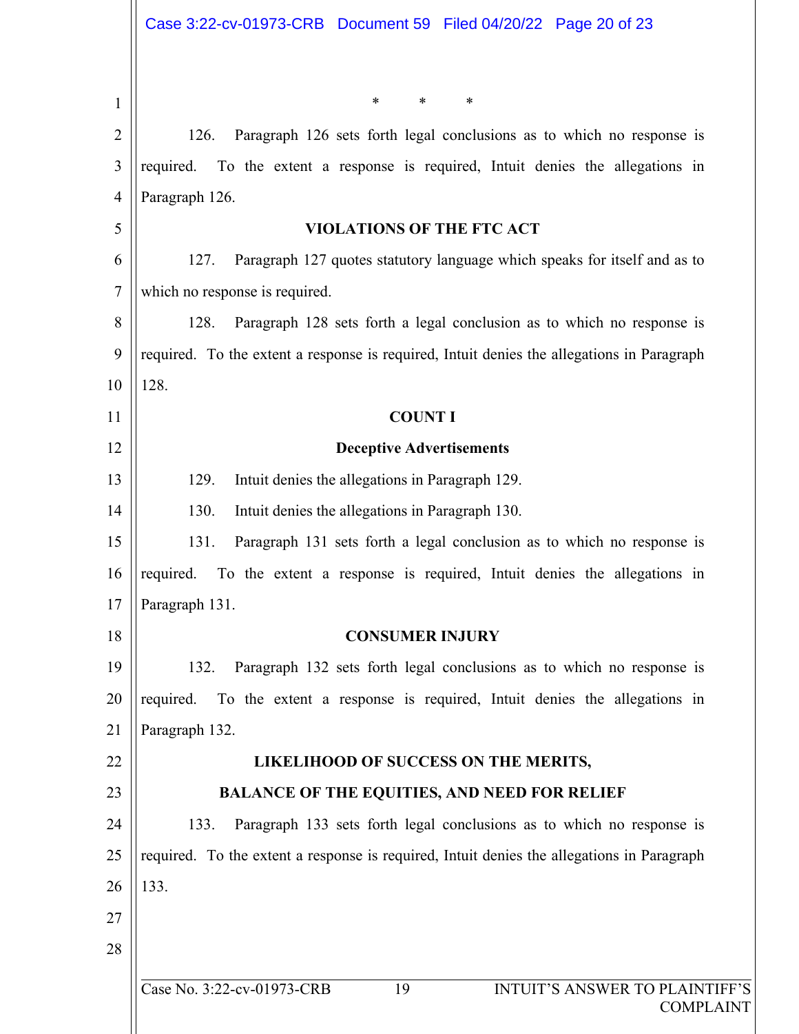\*        \*        \*

126. Paragraph 126 sets forth legal conclusions as to which no response is required. To the extent a response is required, Intuit denies the allegations in Paragraph 126.

**VIOLATIONS OF THE FTC ACT**

127. Paragraph 127 quotes statutory language which speaks for itself and as to which no response is required.

128. Paragraph 128 sets forth a legal conclusion as to which no response is required. To the extent a response is required, Intuit denies the allegations in Paragraph 128.

**COUNT I**

**Deceptive Advertisements**

129. Intuit denies the allegations in Paragraph 129.

130. Intuit denies the allegations in Paragraph 130.

131. Paragraph 131 sets forth a legal conclusion as to which no response is required. To the extent a response is required, Intuit denies the allegations in Paragraph 131.

**CONSUMER INJURY**

132. Paragraph 132 sets forth legal conclusions as to which no response is required. To the extent a response is required, Intuit denies the allegations in Paragraph 132.

**LIKELIHOOD OF SUCCESS ON THE MERITS,**

**BALANCE OF THE EQUITIES, AND NEED FOR RELIEF**

133. Paragraph 133 sets forth legal conclusions as to which no response is required. To the extent a response is required, Intuit denies the allegations in Paragraph 133.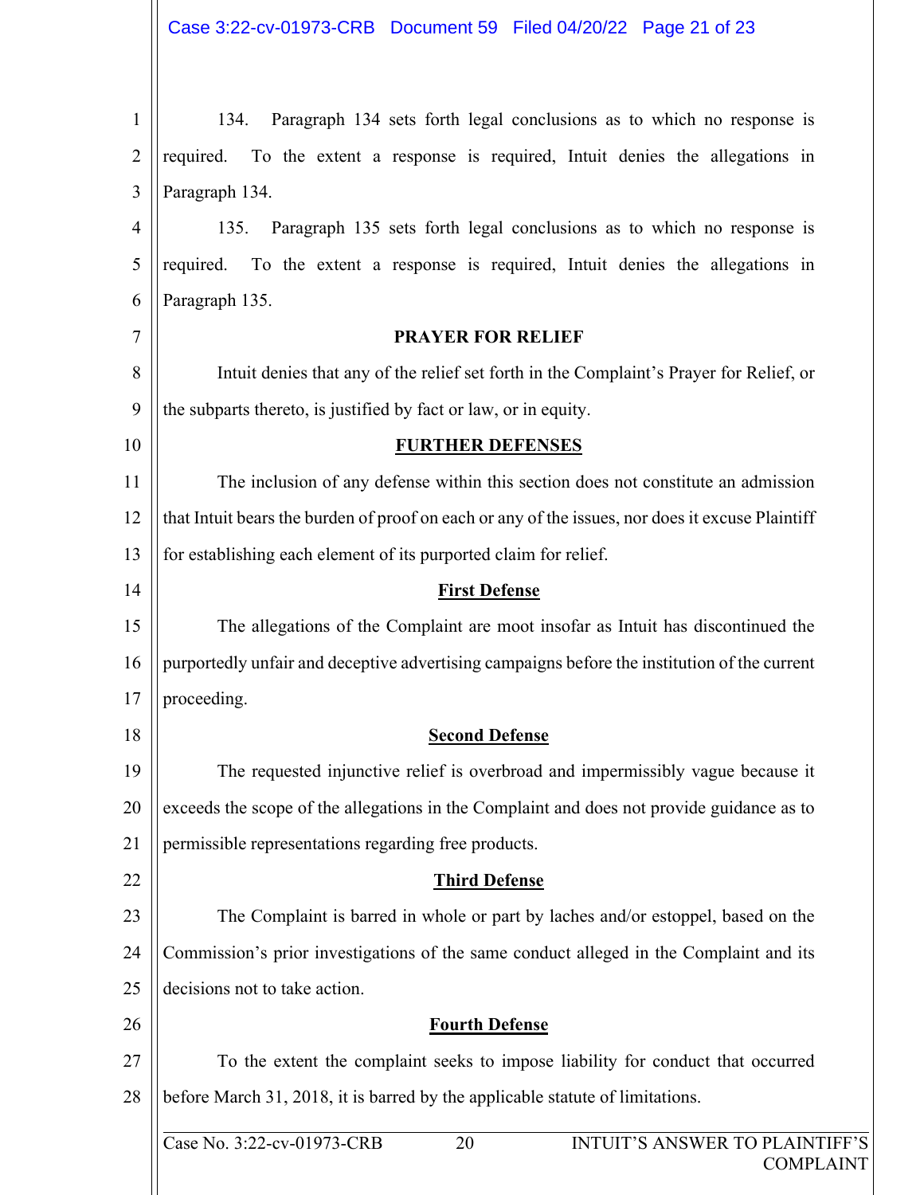134. Paragraph 134 sets forth legal conclusions as to which no response is required. To the extent a response is required, Intuit denies the allegations in Paragraph 134.

135. Paragraph 135 sets forth legal conclusions as to which no response is required. To the extent a response is required, Intuit denies the allegations in Paragraph 135.

**PRAYER FOR RELIEF**

Intuit denies that any of the relief set forth in the Complaint's Prayer for Relief, or the subparts thereto, is justified by fact or law, or in equity.

**FURTHER DEFENSES**

The inclusion of any defense within this section does not constitute an admission that Intuit bears the burden of proof on each or any of the issues, nor does it excuse Plaintiff for establishing each element of its purported claim for relief.

**First Defense**

The allegations of the Complaint are moot insofar as Intuit has discontinued the purportedly unfair and deceptive advertising campaigns before the institution of the current proceeding.

**Second Defense**

The requested injunctive relief is overbroad and impermissibly vague because it exceeds the scope of the allegations in the Complaint and does not provide guidance as to permissible representations regarding free products.

**Third Defense**

The Complaint is barred in whole or part by laches and/or estoppel, based on the Commission's prior investigations of the same conduct alleged in the Complaint and its decisions not to take action.

**Fourth Defense**

To the extent the complaint seeks to impose liability for conduct that occurred before March 31, 2018, it is barred by the applicable statute of limitations.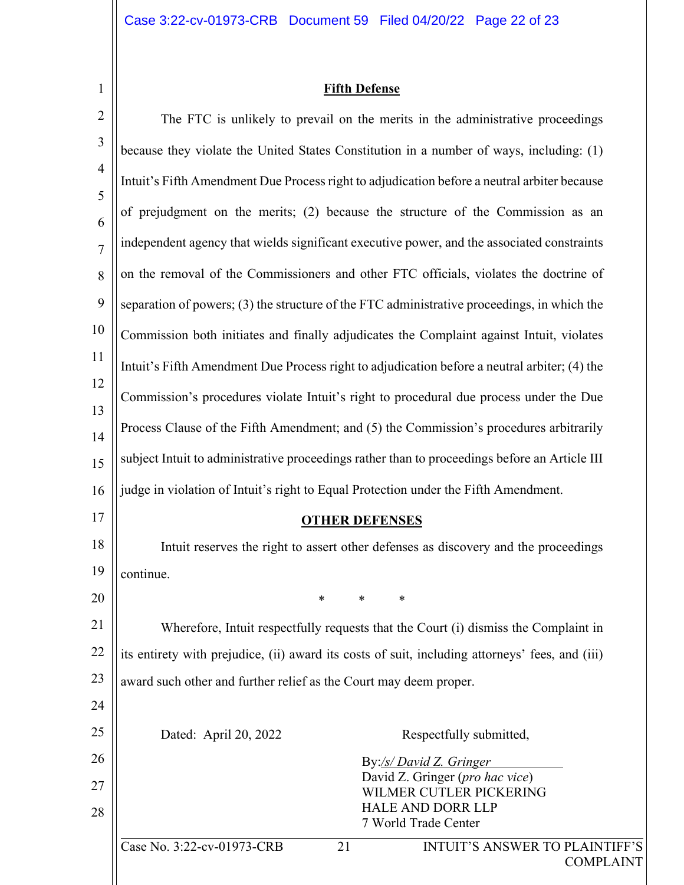**Fifth Defense**

The FTC is unlikely to prevail on the merits in the administrative proceedings because they violate the United States Constitution in a number of ways, including: (1) Intuit's Fifth Amendment Due Process right to adjudication before a neutral arbiter because of prejudgment on the merits; (2) because the structure of the Commission as an independent agency that wields significant executive power, and the associated constraints on the removal of the Commissioners and other FTC officials, violates the doctrine of separation of powers; (3) the structure of the FTC administrative proceedings, in which the Commission both initiates and finally adjudicates the Complaint against Intuit, violates Intuit's Fifth Amendment Due Process right to adjudication before a neutral arbiter; (4) the Commission's procedures violate Intuit's right to procedural due process under the Due Process Clause of the Fifth Amendment; and (5) the Commission's procedures arbitrarily subject Intuit to administrative proceedings rather than to proceedings before an Article III judge in violation of Intuit's right to Equal Protection under the Fifth Amendment.

**OTHER DEFENSES**

Intuit reserves the right to assert other defenses as discovery and the proceedings continue.

\*    \*    \*

Wherefore, Intuit respectfully requests that the Court (i) dismiss the Complaint in its entirety with prejudice, (ii) award its costs of suit, including attorneys' fees, and (iii) award such other and further relief as the Court may deem proper.

Dated: April 20, 2022

Respectfully submitted,

By: */s/ David Z. Gringer*
David Z. Gringer (*pro hac vice*)
WILMER CUTLER PICKERING
HALE AND DORR LLP
7 World Trade Center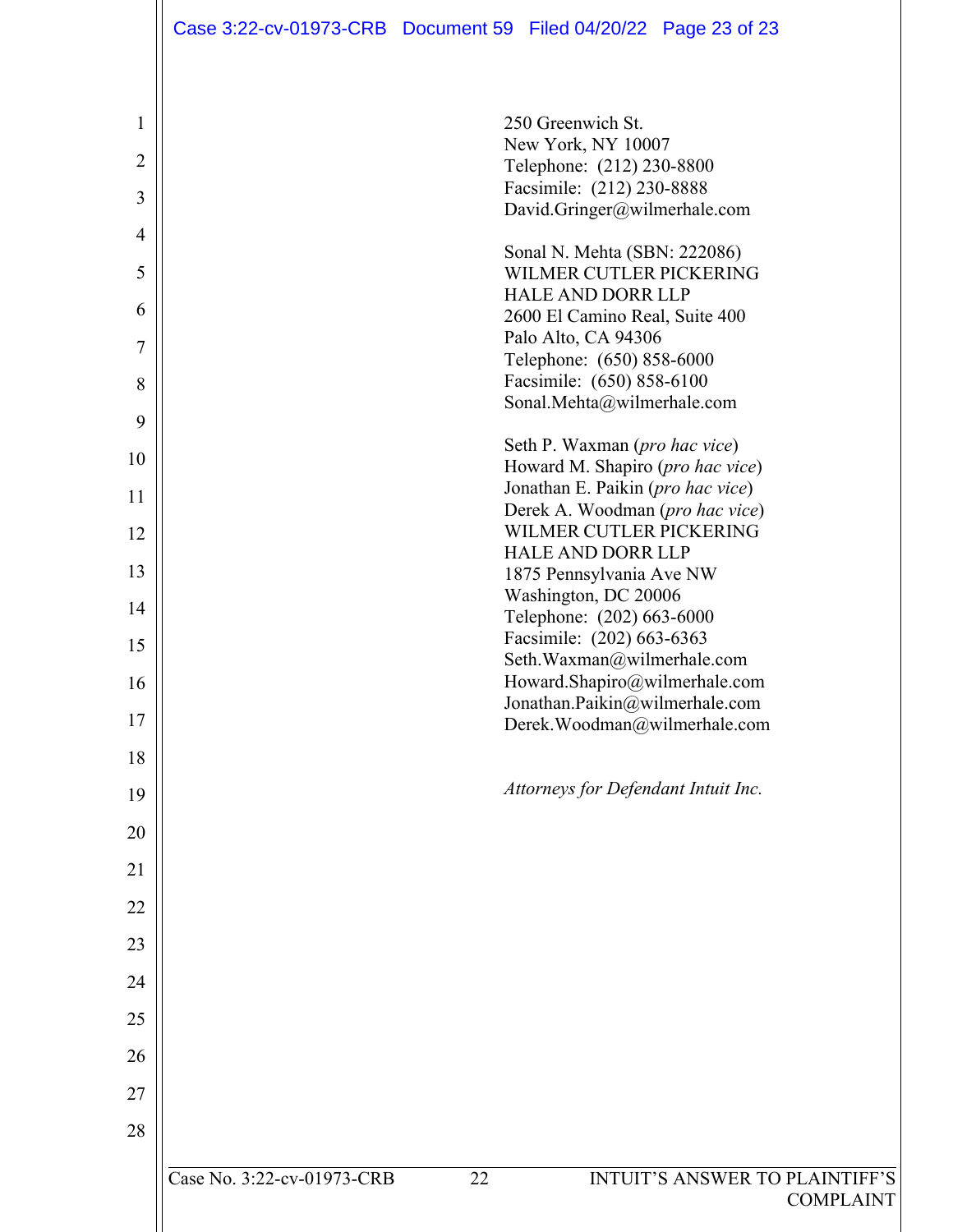250 Greenwich St.
New York, NY 10007
Telephone: (212) 230-8800
Facsimile: (212) 230-8888
David.Gringer@wilmerhale.com

Sonal N. Mehta (SBN: 222086)
WILMER CUTLER PICKERING
HALE AND DORR LLP
2600 El Camino Real, Suite 400
Palo Alto, CA 94306
Telephone: (650) 858-6000
Facsimile: (650) 858-6100
Sonal.Mehta@wilmerhale.com

Seth P. Waxman (*pro hac vice*)
Howard M. Shapiro (*pro hac vice*)
Jonathan E. Paikin (*pro hac vice*)
Derek A. Woodman (*pro hac vice*)
WILMER CUTLER PICKERING
HALE AND DORR LLP
1875 Pennsylvania Ave NW
Washington, DC 20006
Telephone: (202) 663-6000
Facsimile: (202) 663-6363
Seth.Waxman@wilmerhale.com
Howard.Shapiro@wilmerhale.com
Jonathan.Paikin@wilmerhale.com
Derek.Woodman@wilmerhale.com

*Attorneys for Defendant Intuit Inc.*